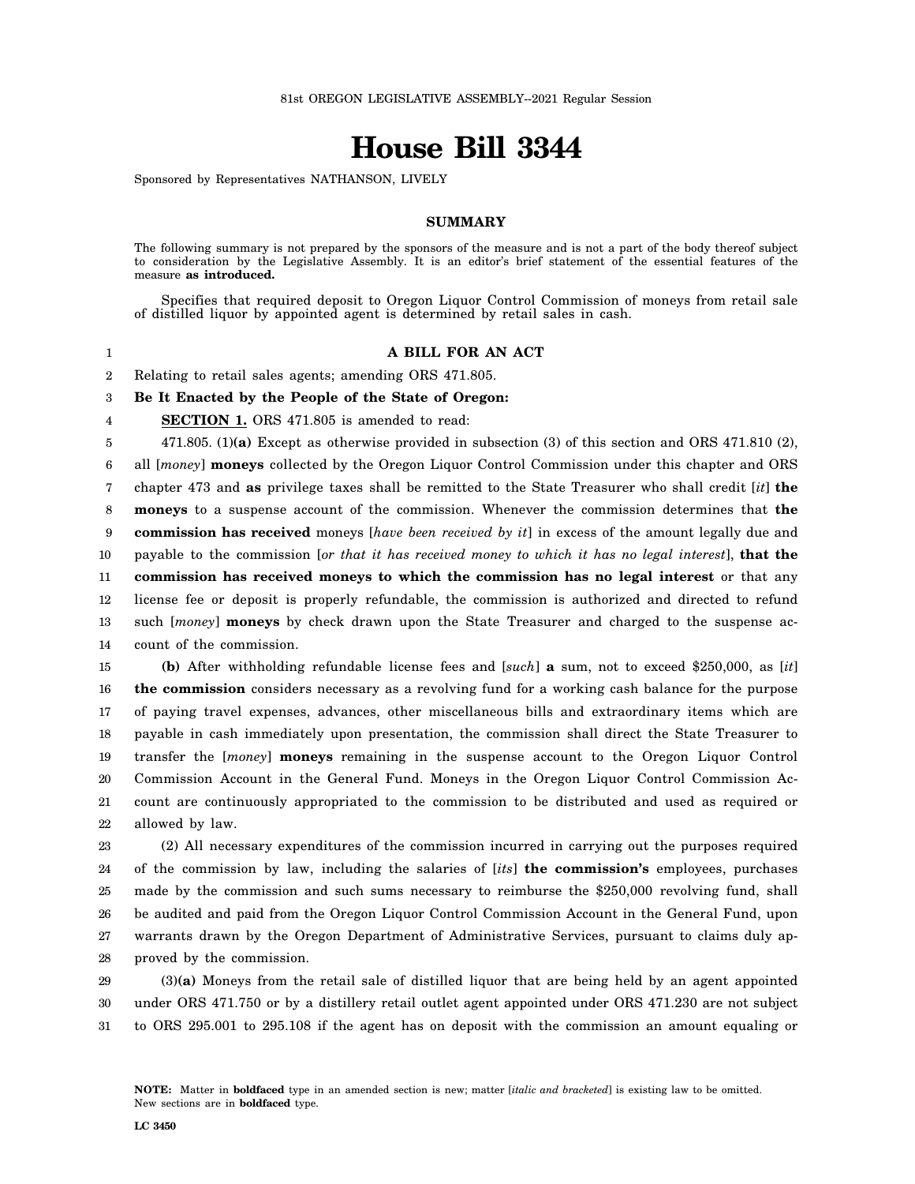81st OREGON LEGISLATIVE ASSEMBLY--2021 Regular Session

# House Bill 3344

Sponsored by Representatives NATHANSON, LIVELY

## SUMMARY

The following summary is not prepared by the sponsors of the measure and is not a part of the body thereof subject to consideration by the Legislative Assembly. It is an editor's brief statement of the essential features of the measure **as introduced.**

Specifies that required deposit to Oregon Liquor Control Commission of moneys from retail sale of distilled liquor by appointed agent is determined by retail sales in cash.

### A BILL FOR AN ACT

Relating to retail sales agents; amending ORS 471.805.

**Be It Enacted by the People of the State of Oregon:**

**SECTION 1.** ORS 471.805 is amended to read:

471.805. (1)**(a)** Except as otherwise provided in subsection (3) of this section and ORS 471.810 (2), all [*money*] **moneys** collected by the Oregon Liquor Control Commission under this chapter and ORS chapter 473 and **as** privilege taxes shall be remitted to the State Treasurer who shall credit [*it*] **the moneys** to a suspense account of the commission. Whenever the commission determines that **the commission has received** moneys [*have been received by it*] in excess of the amount legally due and payable to the commission [*or that it has received money to which it has no legal interest*], **that the commission has received moneys to which the commission has no legal interest** or that any license fee or deposit is properly refundable, the commission is authorized and directed to refund such [*money*] **moneys** by check drawn upon the State Treasurer and charged to the suspense account of the commission.

**(b)** After withholding refundable license fees and [*such*] **a** sum, not to exceed $250,000, as [*it*] **the commission** considers necessary as a revolving fund for a working cash balance for the purpose of paying travel expenses, advances, other miscellaneous bills and extraordinary items which are payable in cash immediately upon presentation, the commission shall direct the State Treasurer to transfer the [*money*] **moneys** remaining in the suspense account to the Oregon Liquor Control Commission Account in the General Fund. Moneys in the Oregon Liquor Control Commission Account are continuously appropriated to the commission to be distributed and used as required or allowed by law.

(2) All necessary expenditures of the commission incurred in carrying out the purposes required of the commission by law, including the salaries of [*its*] **the commission's** employees, purchases made by the commission and such sums necessary to reimburse the $250,000 revolving fund, shall be audited and paid from the Oregon Liquor Control Commission Account in the General Fund, upon warrants drawn by the Oregon Department of Administrative Services, pursuant to claims duly approved by the commission.

(3)**(a)** Moneys from the retail sale of distilled liquor that are being held by an agent appointed under ORS 471.750 or by a distillery retail outlet agent appointed under ORS 471.230 are not subject to ORS 295.001 to 295.108 if the agent has on deposit with the commission an amount equaling or

**NOTE:** Matter in **boldfaced** type in an amended section is new; matter [*italic and bracketed*] is existing law to be omitted. New sections are in **boldfaced** type.

LC 3450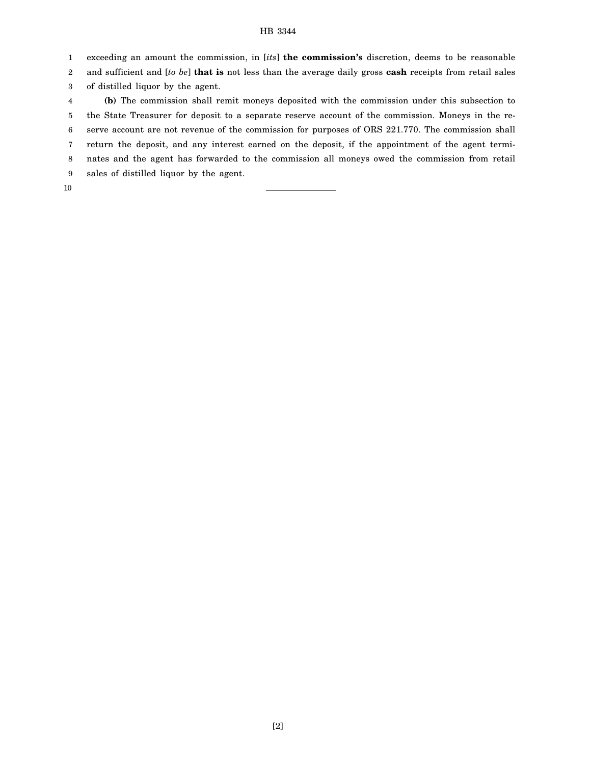exceeding an amount the commission, in [*its*] **the commission's** discretion, deems to be reasonable and sufficient and [*to be*] **that is** not less than the average daily gross **cash** receipts from retail sales of distilled liquor by the agent.

**(b)** The commission shall remit moneys deposited with the commission under this subsection to the State Treasurer for deposit to a separate reserve account of the commission. Moneys in the reserve account are not revenue of the commission for purposes of ORS 221.770. The commission shall return the deposit, and any interest earned on the deposit, if the appointment of the agent terminates and the agent has forwarded to the commission all moneys owed the commission from retail sales of distilled liquor by the agent.

---